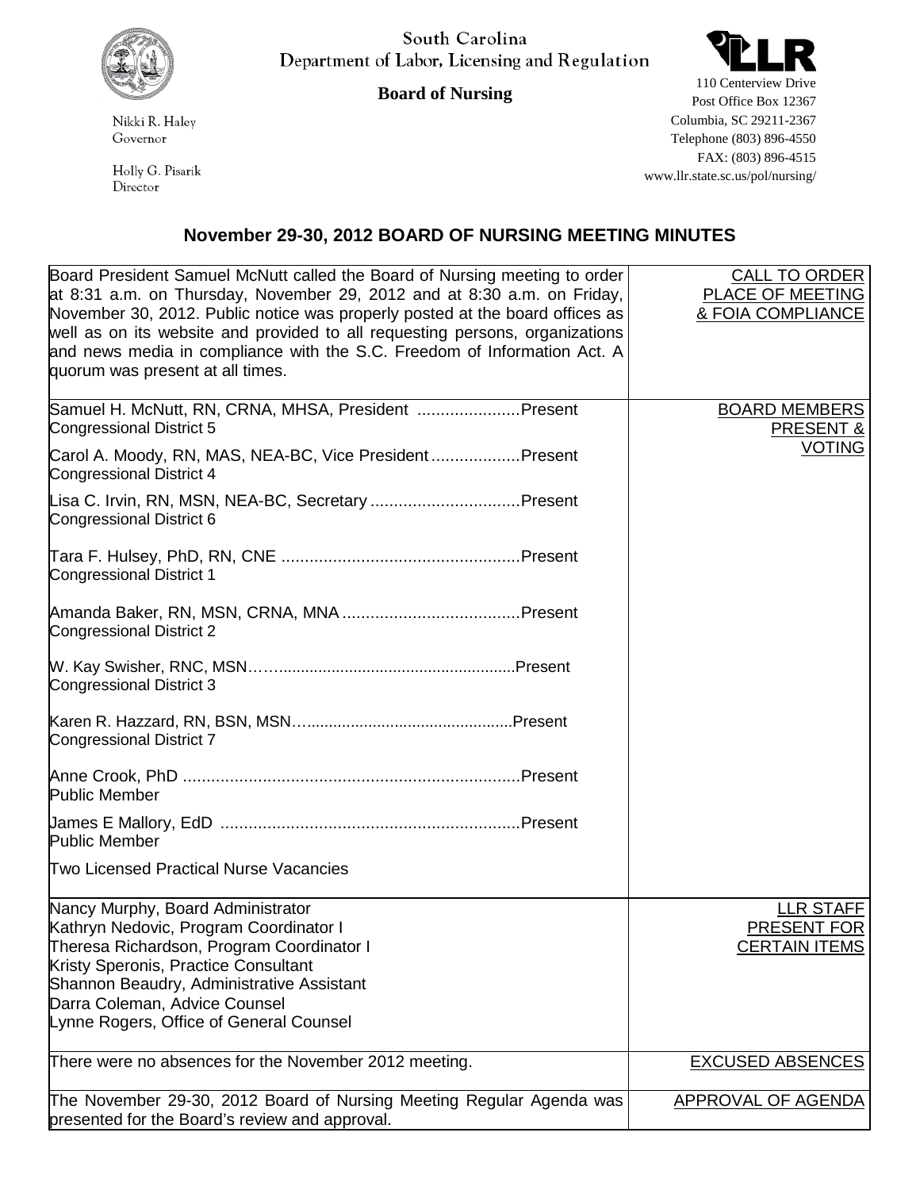South Carolina
Department of Labor, Licensing and Regulation

**Board of Nursing**

Nikki R. Haley
Governor

Holly G. Pisarik
Director

110 Centerview Drive
Post Office Box 12367
Columbia, SC 29211-2367
Telephone (803) 896-4550
FAX: (803) 896-4515
www.llr.state.sc.us/pol/nursing/

## November 29-30, 2012 BOARD OF NURSING MEETING MINUTES

| | |
|---|---|
| Board President Samuel McNutt called the Board of Nursing meeting to order at 8:31 a.m. on Thursday, November 29, 2012 and at 8:30 a.m. on Friday, November 30, 2012. Public notice was properly posted at the board offices as well as on its website and provided to all requesting persons, organizations and news media in compliance with the S.C. Freedom of Information Act. A quorum was present at all times. | CALL TO ORDER PLACE OF MEETING & FOIA COMPLIANCE |
| Samuel H. McNutt, RN, CRNA, MHSA, President ......................Present<br>Congressional District 5<br><br>Carol A. Moody, RN, MAS, NEA-BC, Vice President...................Present<br>Congressional District 4<br><br>Lisa C. Irvin, RN, MSN, NEA-BC, Secretary ................................Present<br>Congressional District 6<br><br>Tara F. Hulsey, PhD, RN, CNE ...................................................Present<br>Congressional District 1<br><br>Amanda Baker, RN, MSN, CRNA, MNA ......................................Present<br>Congressional District 2<br><br>W. Kay Swisher, RNC, MSN……....................................................Present<br>Congressional District 3<br><br>Karen R. Hazzard, RN, BSN, MSN…..............................................Present<br>Congressional District 7<br><br>Anne Crook, PhD ........................................................................Present<br>Public Member<br><br>James E Mallory, EdD ................................................................Present<br>Public Member<br><br>Two Licensed Practical Nurse Vacancies | BOARD MEMBERS PRESENT & VOTING |
| Nancy Murphy, Board Administrator<br>Kathryn Nedovic, Program Coordinator I<br>Theresa Richardson, Program Coordinator I<br>Kristy Speronis, Practice Consultant<br>Shannon Beaudry, Administrative Assistant<br>Darra Coleman, Advice Counsel<br>Lynne Rogers, Office of General Counsel | LLR STAFF PRESENT FOR CERTAIN ITEMS |
| There were no absences for the November 2012 meeting. | EXCUSED ABSENCES |
| The November 29-30, 2012 Board of Nursing Meeting Regular Agenda was presented for the Board's review and approval. | APPROVAL OF AGENDA |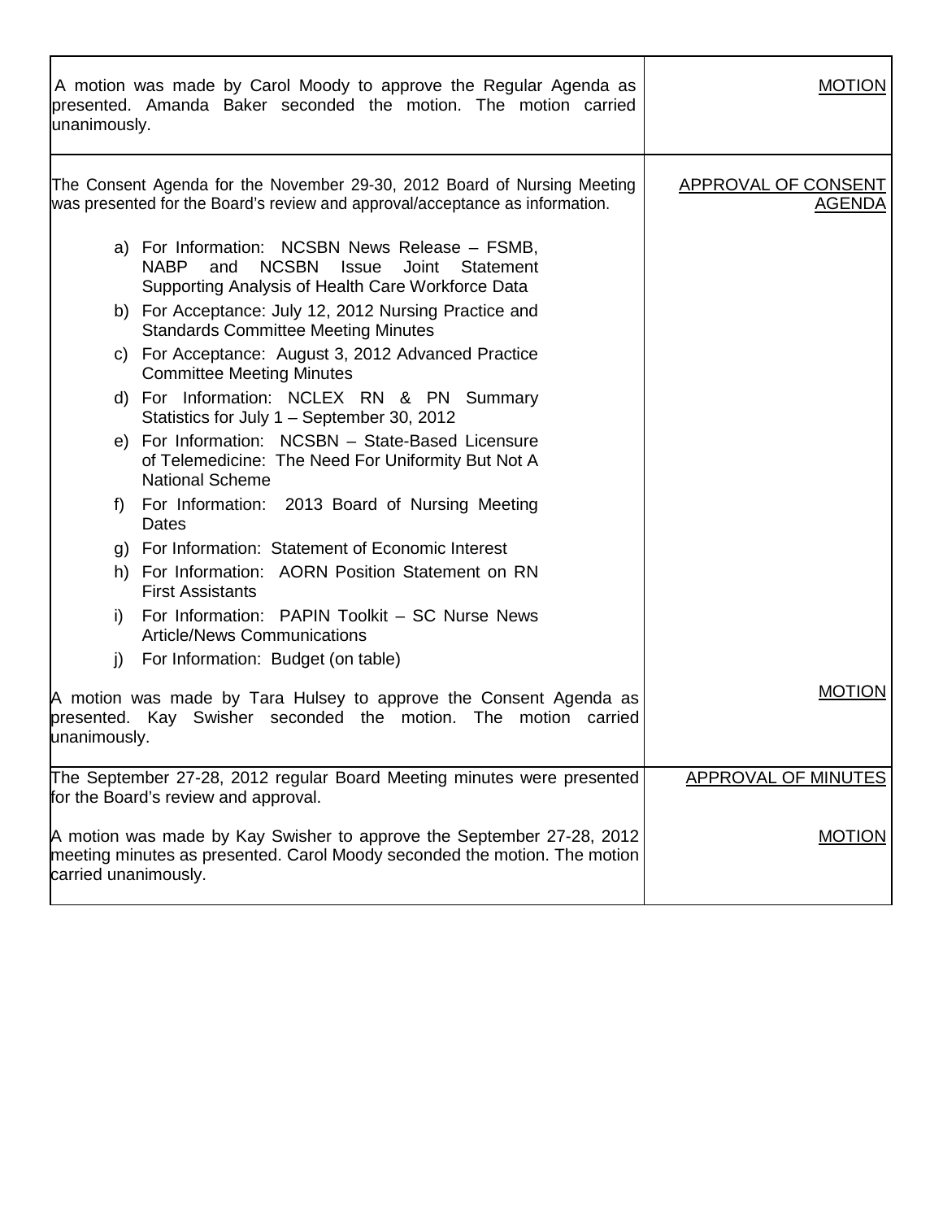| | |
|---|---|
| A motion was made by Carol Moody to approve the Regular Agenda as presented. Amanda Baker seconded the motion. The motion carried unanimously. | MOTION |
| The Consent Agenda for the November 29-30, 2012 Board of Nursing Meeting was presented for the Board's review and approval/acceptance as information.<br><br>a) For Information: NCSBN News Release – FSMB, NABP and NCSBN Issue Joint Statement Supporting Analysis of Health Care Workforce Data<br>b) For Acceptance: July 12, 2012 Nursing Practice and Standards Committee Meeting Minutes<br>c) For Acceptance: August 3, 2012 Advanced Practice Committee Meeting Minutes<br>d) For Information: NCLEX RN & PN Summary Statistics for July 1 – September 30, 2012<br>e) For Information: NCSBN – State-Based Licensure of Telemedicine: The Need For Uniformity But Not A National Scheme<br>f) For Information: 2013 Board of Nursing Meeting Dates<br>g) For Information: Statement of Economic Interest<br>h) For Information: AORN Position Statement on RN First Assistants<br>i) For Information: PAPIN Toolkit – SC Nurse News Article/News Communications<br>j) For Information: Budget (on table) | APPROVAL OF CONSENT AGENDA |
| A motion was made by Tara Hulsey to approve the Consent Agenda as presented. Kay Swisher seconded the motion. The motion carried unanimously. | MOTION |
| The September 27-28, 2012 regular Board Meeting minutes were presented for the Board's review and approval. | APPROVAL OF MINUTES |
| A motion was made by Kay Swisher to approve the September 27-28, 2012 meeting minutes as presented. Carol Moody seconded the motion. The motion carried unanimously. | MOTION |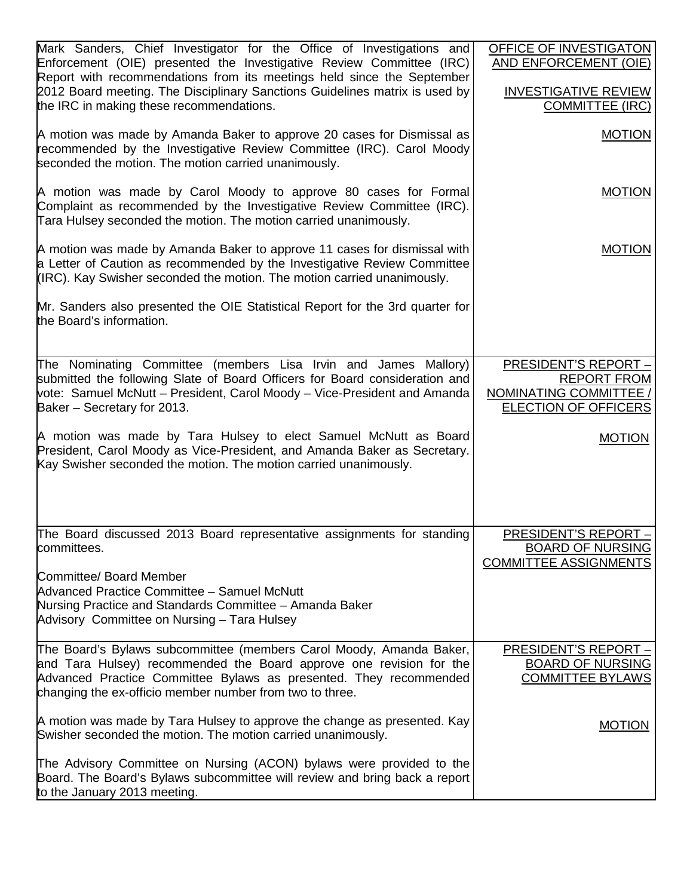| | |
|---|---|
| Mark Sanders, Chief Investigator for the Office of Investigations and Enforcement (OIE) presented the Investigative Review Committee (IRC) Report with recommendations from its meetings held since the September 2012 Board meeting. The Disciplinary Sanctions Guidelines matrix is used by the IRC in making these recommendations. | OFFICE OF INVESTIGATON AND ENFORCEMENT (OIE)<br><br>INVESTIGATIVE REVIEW COMMITTEE (IRC) |
| A motion was made by Amanda Baker to approve 20 cases for Dismissal as recommended by the Investigative Review Committee (IRC). Carol Moody seconded the motion. The motion carried unanimously. | MOTION |
| A motion was made by Carol Moody to approve 80 cases for Formal Complaint as recommended by the Investigative Review Committee (IRC). Tara Hulsey seconded the motion. The motion carried unanimously. | MOTION |
| A motion was made by Amanda Baker to approve 11 cases for dismissal with a Letter of Caution as recommended by the Investigative Review Committee (IRC). Kay Swisher seconded the motion. The motion carried unanimously. | MOTION |
| Mr. Sanders also presented the OIE Statistical Report for the 3rd quarter for the Board's information. | |
| The Nominating Committee (members Lisa Irvin and James Mallory) submitted the following Slate of Board Officers for Board consideration and vote: Samuel McNutt – President, Carol Moody – Vice-President and Amanda Baker – Secretary for 2013. | PRESIDENT'S REPORT – REPORT FROM NOMINATING COMMITTEE / ELECTION OF OFFICERS |
| A motion was made by Tara Hulsey to elect Samuel McNutt as Board President, Carol Moody as Vice-President, and Amanda Baker as Secretary. Kay Swisher seconded the motion. The motion carried unanimously. | MOTION |
| The Board discussed 2013 Board representative assignments for standing committees.<br><br>Committee/ Board Member<br>Advanced Practice Committee – Samuel McNutt<br>Nursing Practice and Standards Committee – Amanda Baker<br>Advisory Committee on Nursing – Tara Hulsey | PRESIDENT'S REPORT – BOARD OF NURSING COMMITTEE ASSIGNMENTS |
| The Board's Bylaws subcommittee (members Carol Moody, Amanda Baker, and Tara Hulsey) recommended the Board approve one revision for the Advanced Practice Committee Bylaws as presented. They recommended changing the ex-officio member number from two to three. | PRESIDENT'S REPORT – BOARD OF NURSING COMMITTEE BYLAWS |
| A motion was made by Tara Hulsey to approve the change as presented. Kay Swisher seconded the motion. The motion carried unanimously. | MOTION |
| The Advisory Committee on Nursing (ACON) bylaws were provided to the Board. The Board's Bylaws subcommittee will review and bring back a report to the January 2013 meeting. | |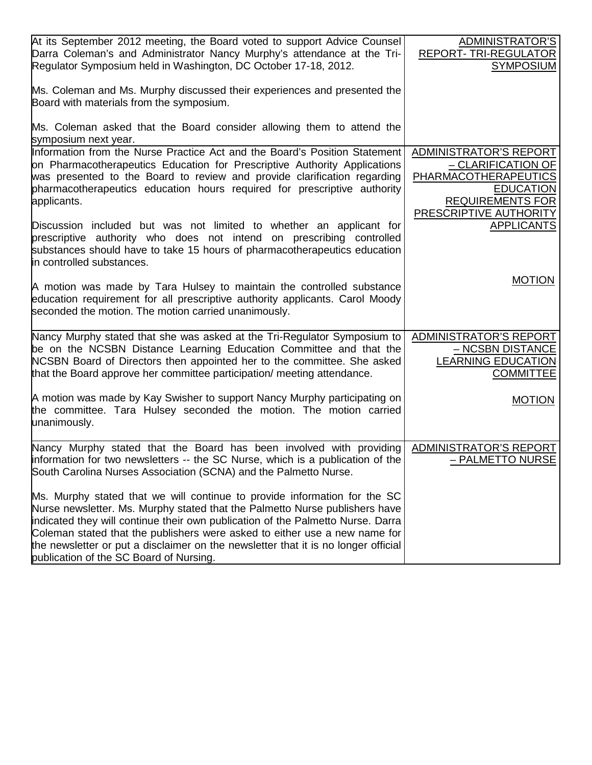| | |
|---|---|
| At its September 2012 meeting, the Board voted to support Advice Counsel Darra Coleman's and Administrator Nancy Murphy's attendance at the Tri-Regulator Symposium held in Washington, DC October 17-18, 2012.<br><br>Ms. Coleman and Ms. Murphy discussed their experiences and presented the Board with materials from the symposium.<br><br>Ms. Coleman asked that the Board consider allowing them to attend the symposium next year. | ADMINISTRATOR'S REPORT- TRI-REGULATOR SYMPOSIUM |
| Information from the Nurse Practice Act and the Board's Position Statement on Pharmacotherapeutics Education for Prescriptive Authority Applications was presented to the Board to review and provide clarification regarding pharmacotherapeutics education hours required for prescriptive authority applicants.<br><br>Discussion included but was not limited to whether an applicant for prescriptive authority who does not intend on prescribing controlled substances should have to take 15 hours of pharmacotherapeutics education in controlled substances.<br><br>A motion was made by Tara Hulsey to maintain the controlled substance education requirement for all prescriptive authority applicants. Carol Moody seconded the motion. The motion carried unanimously. | ADMINISTRATOR'S REPORT – CLARIFICATION OF PHARMACOTHERAPEUTICS EDUCATION REQUIREMENTS FOR PRESCRIPTIVE AUTHORITY APPLICANTS<br><br>MOTION |
| Nancy Murphy stated that she was asked at the Tri-Regulator Symposium to be on the NCSBN Distance Learning Education Committee and that the NCSBN Board of Directors then appointed her to the committee. She asked that the Board approve her committee participation/ meeting attendance.<br><br>A motion was made by Kay Swisher to support Nancy Murphy participating on the committee. Tara Hulsey seconded the motion. The motion carried unanimously. | ADMINISTRATOR'S REPORT – NCSBN DISTANCE LEARNING EDUCATION COMMITTEE<br><br>MOTION |
| Nancy Murphy stated that the Board has been involved with providing information for two newsletters -- the SC Nurse, which is a publication of the South Carolina Nurses Association (SCNA) and the Palmetto Nurse.<br><br>Ms. Murphy stated that we will continue to provide information for the SC Nurse newsletter. Ms. Murphy stated that the Palmetto Nurse publishers have indicated they will continue their own publication of the Palmetto Nurse. Darra Coleman stated that the publishers were asked to either use a new name for the newsletter or put a disclaimer on the newsletter that it is no longer official publication of the SC Board of Nursing. | ADMINISTRATOR'S REPORT – PALMETTO NURSE |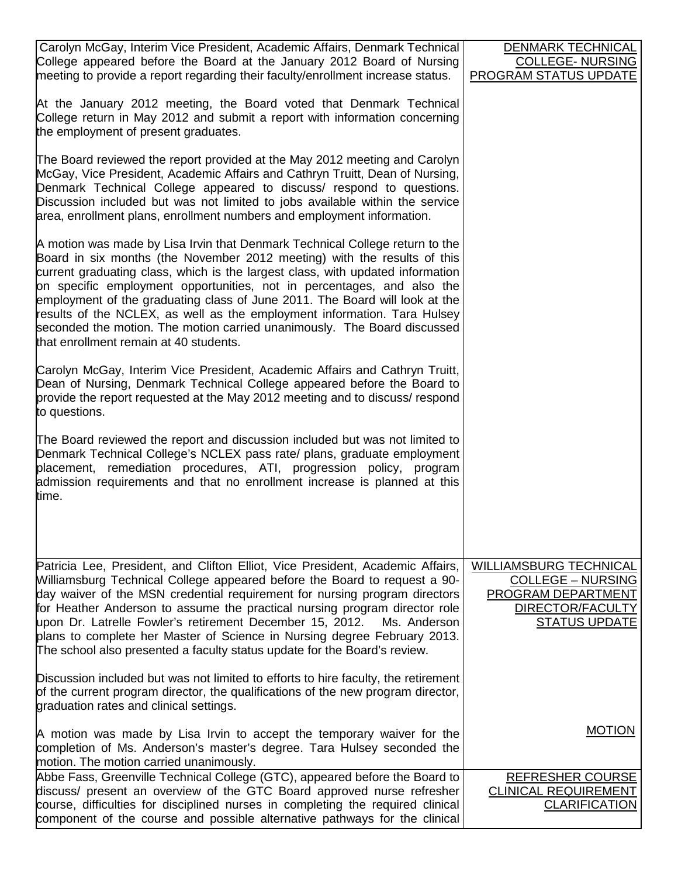| | |
|---|---|
| Carolyn McGay, Interim Vice President, Academic Affairs, Denmark Technical College appeared before the Board at the January 2012 Board of Nursing meeting to provide a report regarding their faculty/enrollment increase status.<br><br>At the January 2012 meeting, the Board voted that Denmark Technical College return in May 2012 and submit a report with information concerning the employment of present graduates.<br><br>The Board reviewed the report provided at the May 2012 meeting and Carolyn McGay, Vice President, Academic Affairs and Cathryn Truitt, Dean of Nursing, Denmark Technical College appeared to discuss/ respond to questions. Discussion included but was not limited to jobs available within the service area, enrollment plans, enrollment numbers and employment information.<br><br>A motion was made by Lisa Irvin that Denmark Technical College return to the Board in six months (the November 2012 meeting) with the results of this current graduating class, which is the largest class, with updated information on specific employment opportunities, not in percentages, and also the employment of the graduating class of June 2011. The Board will look at the results of the NCLEX, as well as the employment information. Tara Hulsey seconded the motion. The motion carried unanimously. The Board discussed that enrollment remain at 40 students.<br><br>Carolyn McGay, Interim Vice President, Academic Affairs and Cathryn Truitt, Dean of Nursing, Denmark Technical College appeared before the Board to provide the report requested at the May 2012 meeting and to discuss/ respond to questions.<br><br>The Board reviewed the report and discussion included but was not limited to Denmark Technical College's NCLEX pass rate/ plans, graduate employment placement, remediation procedures, ATI, progression policy, program admission requirements and that no enrollment increase is planned at this time. | DENMARK TECHNICAL COLLEGE- NURSING PROGRAM STATUS UPDATE |
| Patricia Lee, President, and Clifton Elliot, Vice President, Academic Affairs, Williamsburg Technical College appeared before the Board to request a 90-day waiver of the MSN credential requirement for nursing program directors for Heather Anderson to assume the practical nursing program director role upon Dr. Latrelle Fowler's retirement December 15, 2012. Ms. Anderson plans to complete her Master of Science in Nursing degree February 2013. The school also presented a faculty status update for the Board's review.<br><br>Discussion included but was not limited to efforts to hire faculty, the retirement of the current program director, the qualifications of the new program director, graduation rates and clinical settings.<br><br>A motion was made by Lisa Irvin to accept the temporary waiver for the completion of Ms. Anderson's master's degree. Tara Hulsey seconded the motion. The motion carried unanimously. | WILLIAMSBURG TECHNICAL COLLEGE – NURSING PROGRAM DEPARTMENT DIRECTOR/FACULTY STATUS UPDATE<br><br>MOTION |
| Abbe Fass, Greenville Technical College (GTC), appeared before the Board to discuss/ present an overview of the GTC Board approved nurse refresher course, difficulties for disciplined nurses in completing the required clinical component of the course and possible alternative pathways for the clinical | REFRESHER COURSE CLINICAL REQUIREMENT CLARIFICATION |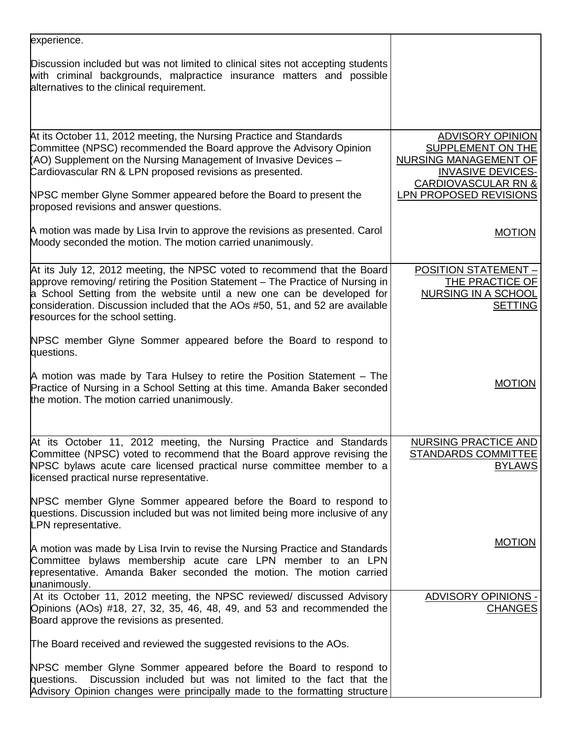| | |
|---|---|
| experience.<br><br>Discussion included but was not limited to clinical sites not accepting students with criminal backgrounds, malpractice insurance matters and possible alternatives to the clinical requirement. | |
| At its October 11, 2012 meeting, the Nursing Practice and Standards Committee (NPSC) recommended the Board approve the Advisory Opinion (AO) Supplement on the Nursing Management of Invasive Devices – Cardiovascular RN & LPN proposed revisions as presented.<br><br>NPSC member Glyne Sommer appeared before the Board to present the proposed revisions and answer questions.<br><br>A motion was made by Lisa Irvin to approve the revisions as presented. Carol Moody seconded the motion. The motion carried unanimously. | ADVISORY OPINION SUPPLEMENT ON THE NURSING MANAGEMENT OF INVASIVE DEVICES-CARDIOVASCULAR RN & LPN PROPOSED REVISIONS<br><br>MOTION |
| At its July 12, 2012 meeting, the NPSC voted to recommend that the Board approve removing/ retiring the Position Statement – The Practice of Nursing in a School Setting from the website until a new one can be developed for consideration. Discussion included that the AOs #50, 51, and 52 are available resources for the school setting.<br><br>NPSC member Glyne Sommer appeared before the Board to respond to questions.<br><br>A motion was made by Tara Hulsey to retire the Position Statement – The Practice of Nursing in a School Setting at this time. Amanda Baker seconded the motion. The motion carried unanimously. | POSITION STATEMENT – THE PRACTICE OF NURSING IN A SCHOOL SETTING<br><br>MOTION |
| At its October 11, 2012 meeting, the Nursing Practice and Standards Committee (NPSC) voted to recommend that the Board approve revising the NPSC bylaws acute care licensed practical nurse committee member to a licensed practical nurse representative.<br><br>NPSC member Glyne Sommer appeared before the Board to respond to questions. Discussion included but was not limited being more inclusive of any LPN representative.<br><br>A motion was made by Lisa Irvin to revise the Nursing Practice and Standards Committee bylaws membership acute care LPN member to an LPN representative. Amanda Baker seconded the motion. The motion carried unanimously. | NURSING PRACTICE AND STANDARDS COMMITTEE BYLAWS<br><br>MOTION |
| At its October 11, 2012 meeting, the NPSC reviewed/ discussed Advisory Opinions (AOs) #18, 27, 32, 35, 46, 48, 49, and 53 and recommended the Board approve the revisions as presented.<br><br>The Board received and reviewed the suggested revisions to the AOs.<br><br>NPSC member Glyne Sommer appeared before the Board to respond to questions. Discussion included but was not limited to the fact that the Advisory Opinion changes were principally made to the formatting structure | ADVISORY OPINIONS - CHANGES |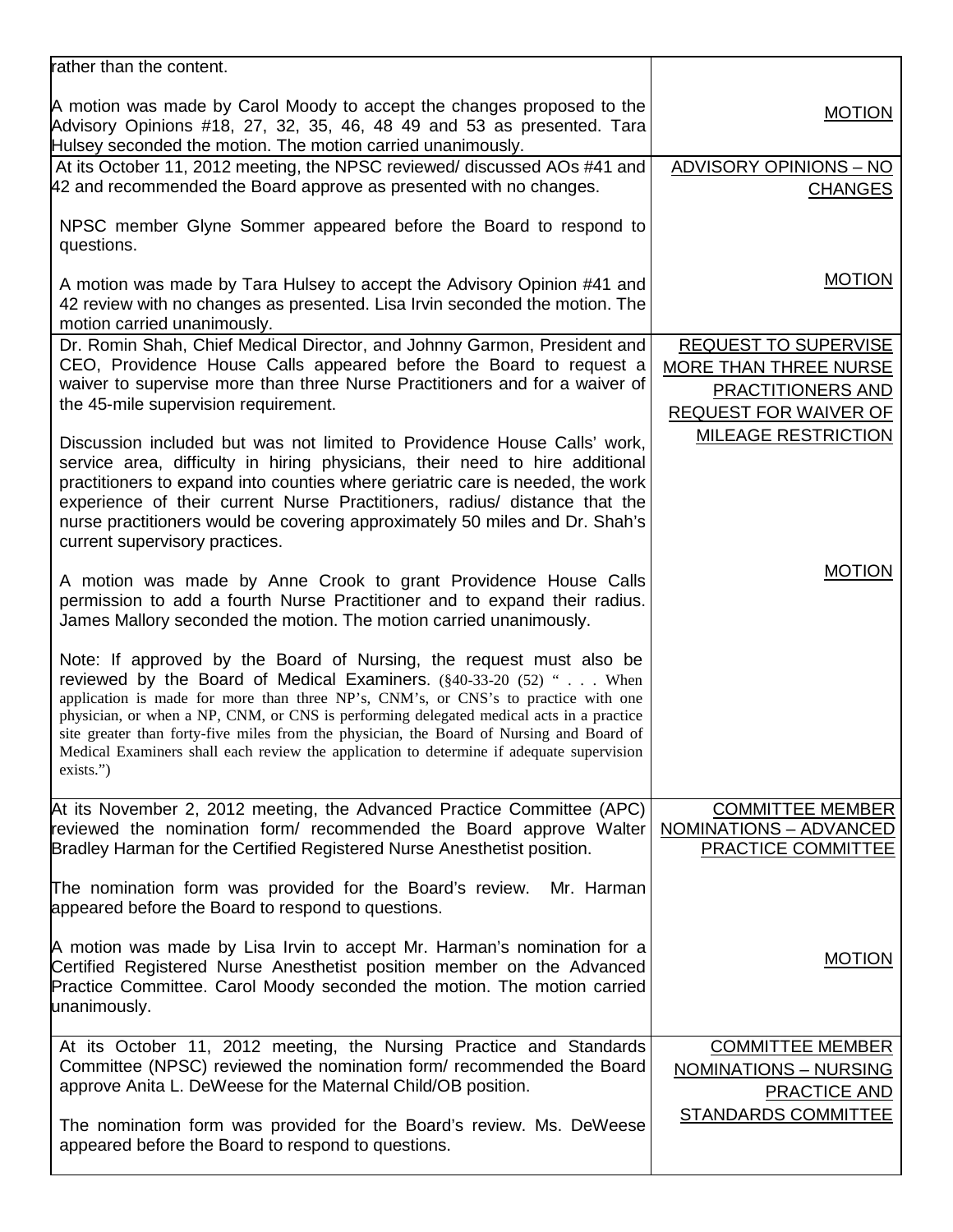| | |
|---|---|
| rather than the content.<br><br>A motion was made by Carol Moody to accept the changes proposed to the Advisory Opinions #18, 27, 32, 35, 46, 48 49 and 53 as presented. Tara Hulsey seconded the motion. The motion carried unanimously. | <br><br>MOTION |
| At its October 11, 2012 meeting, the NPSC reviewed/ discussed AOs #41 and 42 and recommended the Board approve as presented with no changes.<br><br>NPSC member Glyne Sommer appeared before the Board to respond to questions.<br><br>A motion was made by Tara Hulsey to accept the Advisory Opinion #41 and 42 review with no changes as presented. Lisa Irvin seconded the motion. The motion carried unanimously. | ADVISORY OPINIONS – NO CHANGES<br><br><br><br>MOTION |
| Dr. Romin Shah, Chief Medical Director, and Johnny Garmon, President and CEO, Providence House Calls appeared before the Board to request a waiver to supervise more than three Nurse Practitioners and for a waiver of the 45-mile supervision requirement.<br><br>Discussion included but was not limited to Providence House Calls' work, service area, difficulty in hiring physicians, their need to hire additional practitioners to expand into counties where geriatric care is needed, the work experience of their current Nurse Practitioners, radius/ distance that the nurse practitioners would be covering approximately 50 miles and Dr. Shah's current supervisory practices.<br><br>A motion was made by Anne Crook to grant Providence House Calls permission to add a fourth Nurse Practitioner and to expand their radius. James Mallory seconded the motion. The motion carried unanimously.<br><br>Note: If approved by the Board of Nursing, the request must also be reviewed by the Board of Medical Examiners. (§40-33-20 (52) " . . . When application is made for more than three NP's, CNM's, or CNS's to practice with one physician, or when a NP, CNM, or CNS is performing delegated medical acts in a practice site greater than forty-five miles from the physician, the Board of Nursing and Board of Medical Examiners shall each review the application to determine if adequate supervision exists.") | REQUEST TO SUPERVISE MORE THAN THREE NURSE PRACTITIONERS AND REQUEST FOR WAIVER OF MILEAGE RESTRICTION<br><br><br><br>MOTION |
| At its November 2, 2012 meeting, the Advanced Practice Committee (APC) reviewed the nomination form/ recommended the Board approve Walter Bradley Harman for the Certified Registered Nurse Anesthetist position.<br><br>The nomination form was provided for the Board's review. Mr. Harman appeared before the Board to respond to questions.<br><br>A motion was made by Lisa Irvin to accept Mr. Harman's nomination for a Certified Registered Nurse Anesthetist position member on the Advanced Practice Committee. Carol Moody seconded the motion. The motion carried unanimously. | COMMITTEE MEMBER NOMINATIONS – ADVANCED PRACTICE COMMITTEE<br><br><br><br>MOTION |
| At its October 11, 2012 meeting, the Nursing Practice and Standards Committee (NPSC) reviewed the nomination form/ recommended the Board approve Anita L. DeWeese for the Maternal Child/OB position.<br><br>The nomination form was provided for the Board's review. Ms. DeWeese appeared before the Board to respond to questions. | COMMITTEE MEMBER NOMINATIONS – NURSING PRACTICE AND STANDARDS COMMITTEE |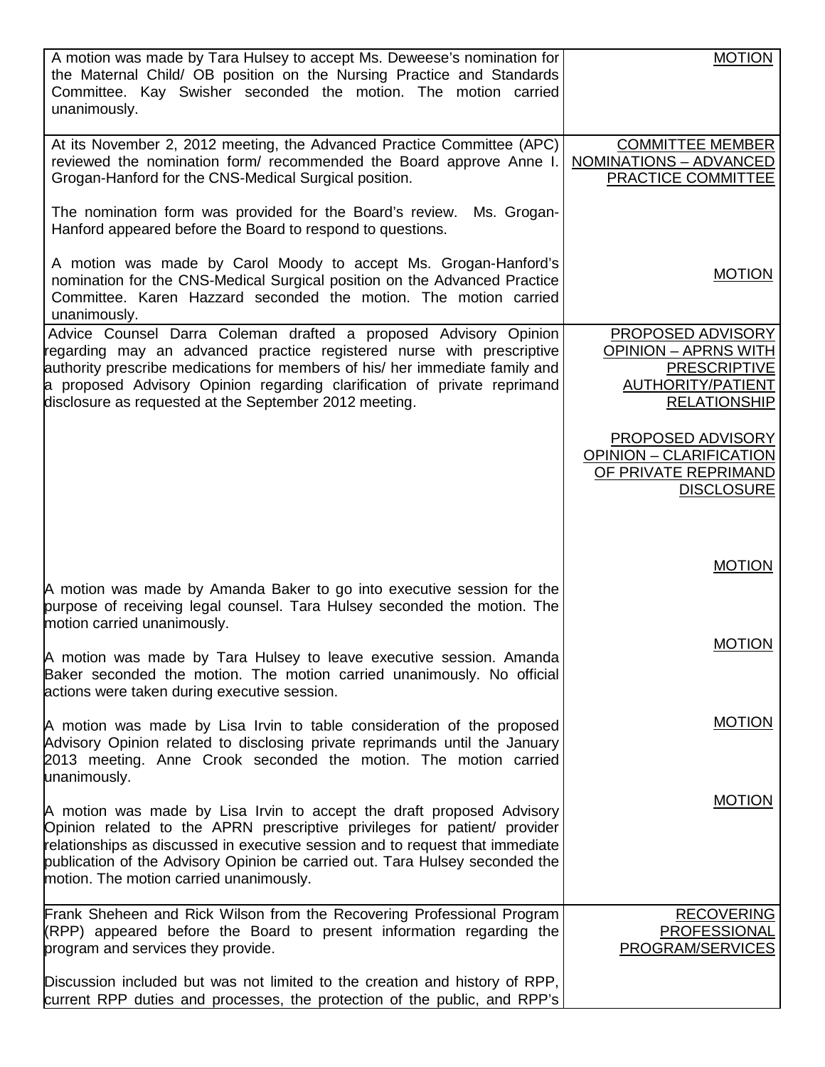| | |
|---|---|
| A motion was made by Tara Hulsey to accept Ms. Deweese's nomination for the Maternal Child/ OB position on the Nursing Practice and Standards Committee. Kay Swisher seconded the motion. The motion carried unanimously. | MOTION |
| At its November 2, 2012 meeting, the Advanced Practice Committee (APC) reviewed the nomination form/ recommended the Board approve Anne I. Grogan-Hanford for the CNS-Medical Surgical position.<br><br>The nomination form was provided for the Board's review. Ms. Grogan-Hanford appeared before the Board to respond to questions.<br><br>A motion was made by Carol Moody to accept Ms. Grogan-Hanford's nomination for the CNS-Medical Surgical position on the Advanced Practice Committee. Karen Hazzard seconded the motion. The motion carried unanimously. | COMMITTEE MEMBER NOMINATIONS – ADVANCED PRACTICE COMMITTEE<br><br>MOTION |
| Advice Counsel Darra Coleman drafted a proposed Advisory Opinion regarding may an advanced practice registered nurse with prescriptive authority prescribe medications for members of his/ her immediate family and a proposed Advisory Opinion regarding clarification of private reprimand disclosure as requested at the September 2012 meeting.<br><br>A motion was made by Amanda Baker to go into executive session for the purpose of receiving legal counsel. Tara Hulsey seconded the motion. The motion carried unanimously.<br><br>A motion was made by Tara Hulsey to leave executive session. Amanda Baker seconded the motion. The motion carried unanimously. No official actions were taken during executive session.<br><br>A motion was made by Lisa Irvin to table consideration of the proposed Advisory Opinion related to disclosing private reprimands until the January 2013 meeting. Anne Crook seconded the motion. The motion carried unanimously.<br><br>A motion was made by Lisa Irvin to accept the draft proposed Advisory Opinion related to the APRN prescriptive privileges for patient/ provider relationships as discussed in executive session and to request that immediate publication of the Advisory Opinion be carried out. Tara Hulsey seconded the motion. The motion carried unanimously. | PROPOSED ADVISORY OPINION – APRNS WITH PRESCRIPTIVE AUTHORITY/PATIENT RELATIONSHIP<br><br>PROPOSED ADVISORY OPINION – CLARIFICATION OF PRIVATE REPRIMAND DISCLOSURE<br><br>MOTION<br><br>MOTION<br><br>MOTION<br><br>MOTION |
| Frank Sheheen and Rick Wilson from the Recovering Professional Program (RPP) appeared before the Board to present information regarding the program and services they provide.<br><br>Discussion included but was not limited to the creation and history of RPP, current RPP duties and processes, the protection of the public, and RPP's | RECOVERING PROFESSIONAL PROGRAM/SERVICES |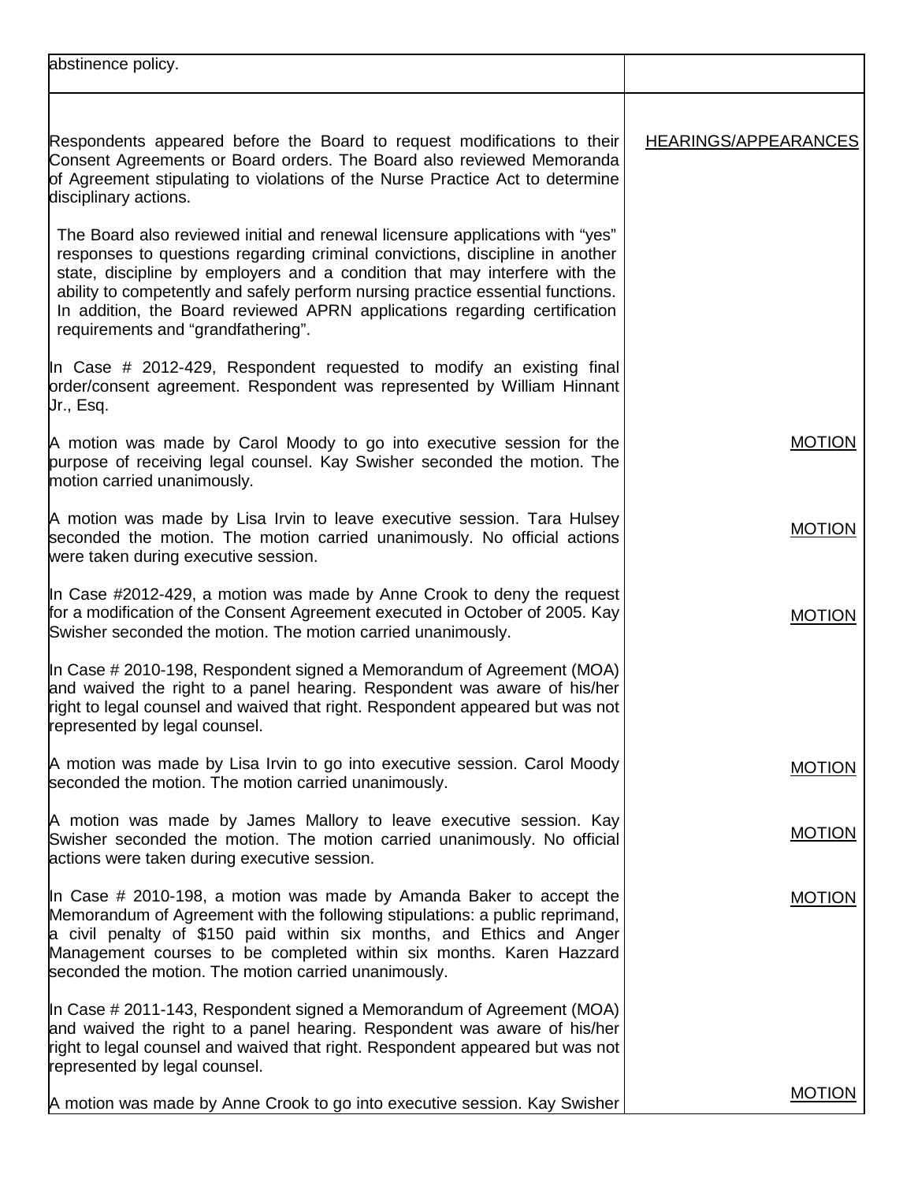| | |
|---|---|
| abstinence policy. | |
| Respondents appeared before the Board to request modifications to their Consent Agreements or Board orders. The Board also reviewed Memoranda of Agreement stipulating to violations of the Nurse Practice Act to determine disciplinary actions.<br><br>The Board also reviewed initial and renewal licensure applications with "yes" responses to questions regarding criminal convictions, discipline in another state, discipline by employers and a condition that may interfere with the ability to competently and safely perform nursing practice essential functions. In addition, the Board reviewed APRN applications regarding certification requirements and "grandfathering".<br><br>In Case # 2012-429, Respondent requested to modify an existing final order/consent agreement. Respondent was represented by William Hinnant Jr., Esq. | <u>HEARINGS/APPEARANCES</u> |
| A motion was made by Carol Moody to go into executive session for the purpose of receiving legal counsel. Kay Swisher seconded the motion. The motion carried unanimously. | <u>MOTION</u> |
| A motion was made by Lisa Irvin to leave executive session. Tara Hulsey seconded the motion. The motion carried unanimously. No official actions were taken during executive session. | <u>MOTION</u> |
| In Case #2012-429, a motion was made by Anne Crook to deny the request for a modification of the Consent Agreement executed in October of 2005. Kay Swisher seconded the motion. The motion carried unanimously. | <u>MOTION</u> |
| In Case # 2010-198, Respondent signed a Memorandum of Agreement (MOA) and waived the right to a panel hearing. Respondent was aware of his/her right to legal counsel and waived that right. Respondent appeared but was not represented by legal counsel. | |
| A motion was made by Lisa Irvin to go into executive session. Carol Moody seconded the motion. The motion carried unanimously. | <u>MOTION</u> |
| A motion was made by James Mallory to leave executive session. Kay Swisher seconded the motion. The motion carried unanimously. No official actions were taken during executive session. | <u>MOTION</u> |
| In Case # 2010-198, a motion was made by Amanda Baker to accept the Memorandum of Agreement with the following stipulations: a public reprimand, a civil penalty of $150 paid within six months, and Ethics and Anger Management courses to be completed within six months. Karen Hazzard seconded the motion. The motion carried unanimously. | <u>MOTION</u> |
| In Case # 2011-143, Respondent signed a Memorandum of Agreement (MOA) and waived the right to a panel hearing. Respondent was aware of his/her right to legal counsel and waived that right. Respondent appeared but was not represented by legal counsel. | |
| A motion was made by Anne Crook to go into executive session. Kay Swisher | <u>MOTION</u> |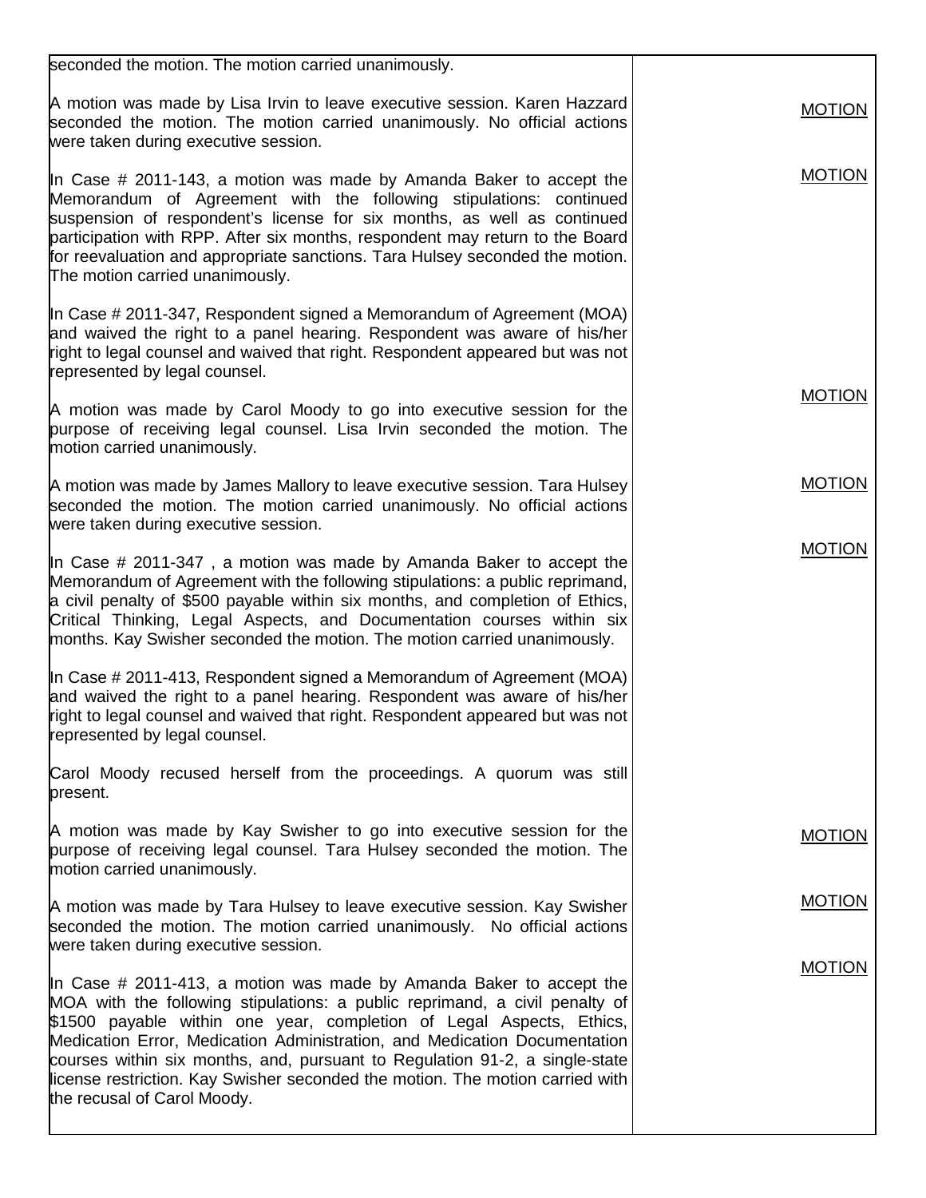| | |
|---|---|
| seconded the motion. The motion carried unanimously. | |
| A motion was made by Lisa Irvin to leave executive session. Karen Hazzard seconded the motion. The motion carried unanimously. No official actions were taken during executive session. | MOTION |
| In Case # 2011-143, a motion was made by Amanda Baker to accept the Memorandum of Agreement with the following stipulations: continued suspension of respondent's license for six months, as well as continued participation with RPP. After six months, respondent may return to the Board for reevaluation and appropriate sanctions. Tara Hulsey seconded the motion. The motion carried unanimously. | MOTION |
| In Case # 2011-347, Respondent signed a Memorandum of Agreement (MOA) and waived the right to a panel hearing. Respondent was aware of his/her right to legal counsel and waived that right. Respondent appeared but was not represented by legal counsel. | |
| A motion was made by Carol Moody to go into executive session for the purpose of receiving legal counsel. Lisa Irvin seconded the motion. The motion carried unanimously. | MOTION |
| A motion was made by James Mallory to leave executive session. Tara Hulsey seconded the motion. The motion carried unanimously. No official actions were taken during executive session. | MOTION |
| In Case # 2011-347 , a motion was made by Amanda Baker to accept the Memorandum of Agreement with the following stipulations: a public reprimand, a civil penalty of $500 payable within six months, and completion of Ethics, Critical Thinking, Legal Aspects, and Documentation courses within six months. Kay Swisher seconded the motion. The motion carried unanimously. | MOTION |
| In Case # 2011-413, Respondent signed a Memorandum of Agreement (MOA) and waived the right to a panel hearing. Respondent was aware of his/her right to legal counsel and waived that right. Respondent appeared but was not represented by legal counsel. | |
| Carol Moody recused herself from the proceedings. A quorum was still present. | |
| A motion was made by Kay Swisher to go into executive session for the purpose of receiving legal counsel. Tara Hulsey seconded the motion. The motion carried unanimously. | MOTION |
| A motion was made by Tara Hulsey to leave executive session. Kay Swisher seconded the motion. The motion carried unanimously. No official actions were taken during executive session. | MOTION |
| In Case # 2011-413, a motion was made by Amanda Baker to accept the MOA with the following stipulations: a public reprimand, a civil penalty of $1500 payable within one year, completion of Legal Aspects, Ethics, Medication Error, Medication Administration, and Medication Documentation courses within six months, and, pursuant to Regulation 91-2, a single-state license restriction. Kay Swisher seconded the motion. The motion carried with the recusal of Carol Moody. | MOTION |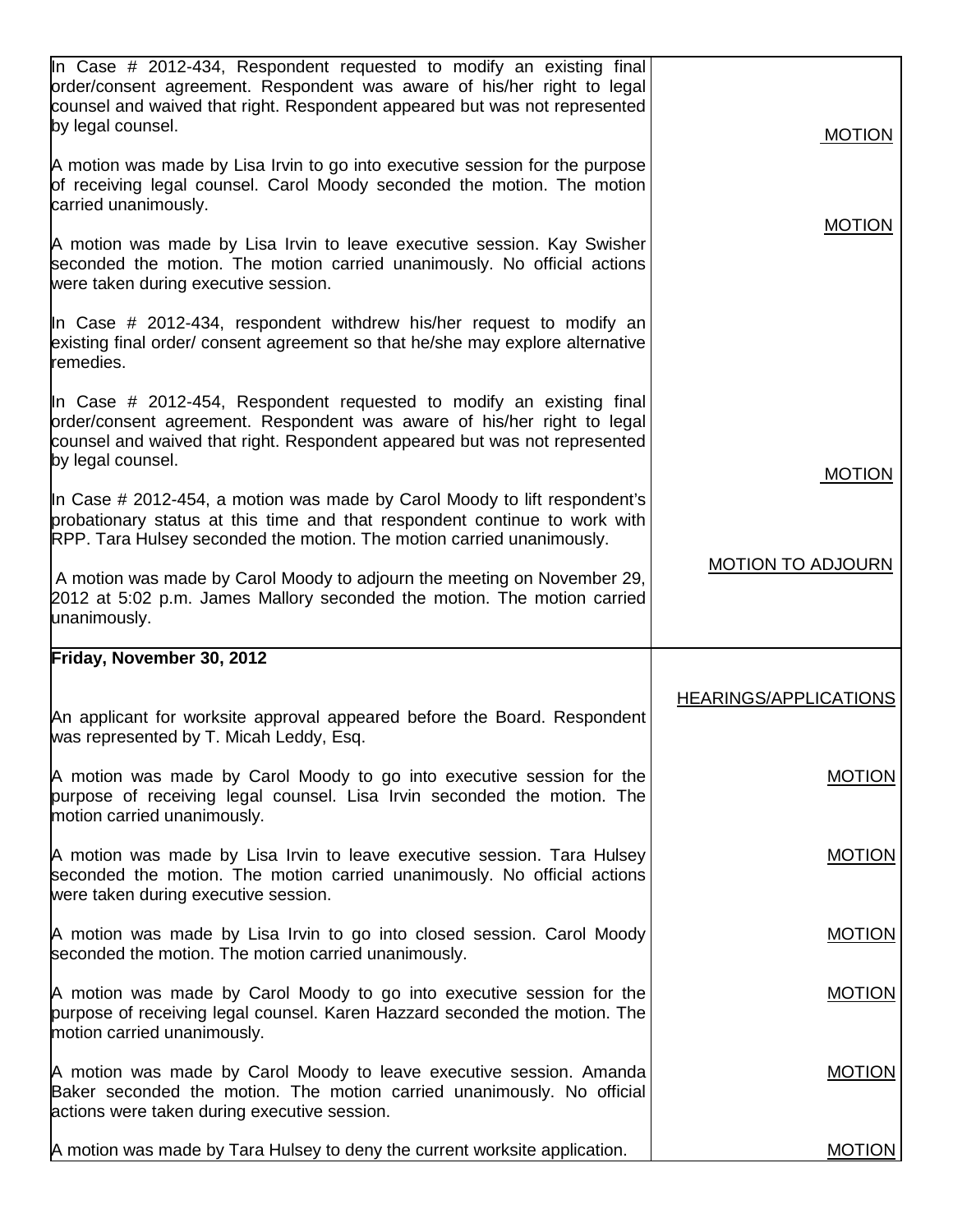| | |
|---|---|
| In Case # 2012-434, Respondent requested to modify an existing final order/consent agreement. Respondent was aware of his/her right to legal counsel and waived that right. Respondent appeared but was not represented by legal counsel. | |
| A motion was made by Lisa Irvin to go into executive session for the purpose of receiving legal counsel. Carol Moody seconded the motion. The motion carried unanimously. | MOTION |
| A motion was made by Lisa Irvin to leave executive session. Kay Swisher seconded the motion. The motion carried unanimously. No official actions were taken during executive session. | MOTION |
| In Case # 2012-434, respondent withdrew his/her request to modify an existing final order/ consent agreement so that he/she may explore alternative remedies. | |
| In Case # 2012-454, Respondent requested to modify an existing final order/consent agreement. Respondent was aware of his/her right to legal counsel and waived that right. Respondent appeared but was not represented by legal counsel. | |
| In Case # 2012-454, a motion was made by Carol Moody to lift respondent's probationary status at this time and that respondent continue to work with RPP. Tara Hulsey seconded the motion. The motion carried unanimously. | MOTION |
| A motion was made by Carol Moody to adjourn the meeting on November 29, 2012 at 5:02 p.m. James Mallory seconded the motion. The motion carried unanimously. | MOTION TO ADJOURN |
| **Friday, November 30, 2012** | |
| An applicant for worksite approval appeared before the Board. Respondent was represented by T. Micah Leddy, Esq. | HEARINGS/APPLICATIONS |
| A motion was made by Carol Moody to go into executive session for the purpose of receiving legal counsel. Lisa Irvin seconded the motion. The motion carried unanimously. | MOTION |
| A motion was made by Lisa Irvin to leave executive session. Tara Hulsey seconded the motion. The motion carried unanimously. No official actions were taken during executive session. | MOTION |
| A motion was made by Lisa Irvin to go into closed session. Carol Moody seconded the motion. The motion carried unanimously. | MOTION |
| A motion was made by Carol Moody to go into executive session for the purpose of receiving legal counsel. Karen Hazzard seconded the motion. The motion carried unanimously. | MOTION |
| A motion was made by Carol Moody to leave executive session. Amanda Baker seconded the motion. The motion carried unanimously. No official actions were taken during executive session. | MOTION |
| A motion was made by Tara Hulsey to deny the current worksite application. | MOTION |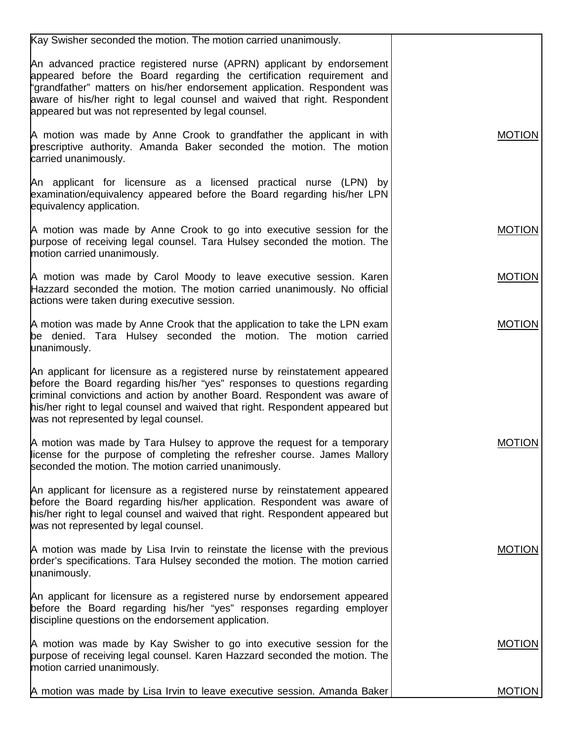| | |
|---|---|
| Kay Swisher seconded the motion. The motion carried unanimously. | |
| An advanced practice registered nurse (APRN) applicant by endorsement appeared before the Board regarding the certification requirement and "grandfather" matters on his/her endorsement application. Respondent was aware of his/her right to legal counsel and waived that right. Respondent appeared but was not represented by legal counsel. | |
| A motion was made by Anne Crook to grandfather the applicant in with prescriptive authority. Amanda Baker seconded the motion. The motion carried unanimously. | MOTION |
| An applicant for licensure as a licensed practical nurse (LPN) by examination/equivalency appeared before the Board regarding his/her LPN equivalency application. | |
| A motion was made by Anne Crook to go into executive session for the purpose of receiving legal counsel. Tara Hulsey seconded the motion. The motion carried unanimously. | MOTION |
| A motion was made by Carol Moody to leave executive session. Karen Hazzard seconded the motion. The motion carried unanimously. No official actions were taken during executive session. | MOTION |
| A motion was made by Anne Crook that the application to take the LPN exam be denied. Tara Hulsey seconded the motion. The motion carried unanimously. | MOTION |
| An applicant for licensure as a registered nurse by reinstatement appeared before the Board regarding his/her "yes" responses to questions regarding criminal convictions and action by another Board. Respondent was aware of his/her right to legal counsel and waived that right. Respondent appeared but was not represented by legal counsel. | |
| A motion was made by Tara Hulsey to approve the request for a temporary license for the purpose of completing the refresher course. James Mallory seconded the motion. The motion carried unanimously. | MOTION |
| An applicant for licensure as a registered nurse by reinstatement appeared before the Board regarding his/her application. Respondent was aware of his/her right to legal counsel and waived that right. Respondent appeared but was not represented by legal counsel. | |
| A motion was made by Lisa Irvin to reinstate the license with the previous order's specifications. Tara Hulsey seconded the motion. The motion carried unanimously. | MOTION |
| An applicant for licensure as a registered nurse by endorsement appeared before the Board regarding his/her "yes" responses regarding employer discipline questions on the endorsement application. | |
| A motion was made by Kay Swisher to go into executive session for the purpose of receiving legal counsel. Karen Hazzard seconded the motion. The motion carried unanimously. | MOTION |
| A motion was made by Lisa Irvin to leave executive session. Amanda Baker | MOTION |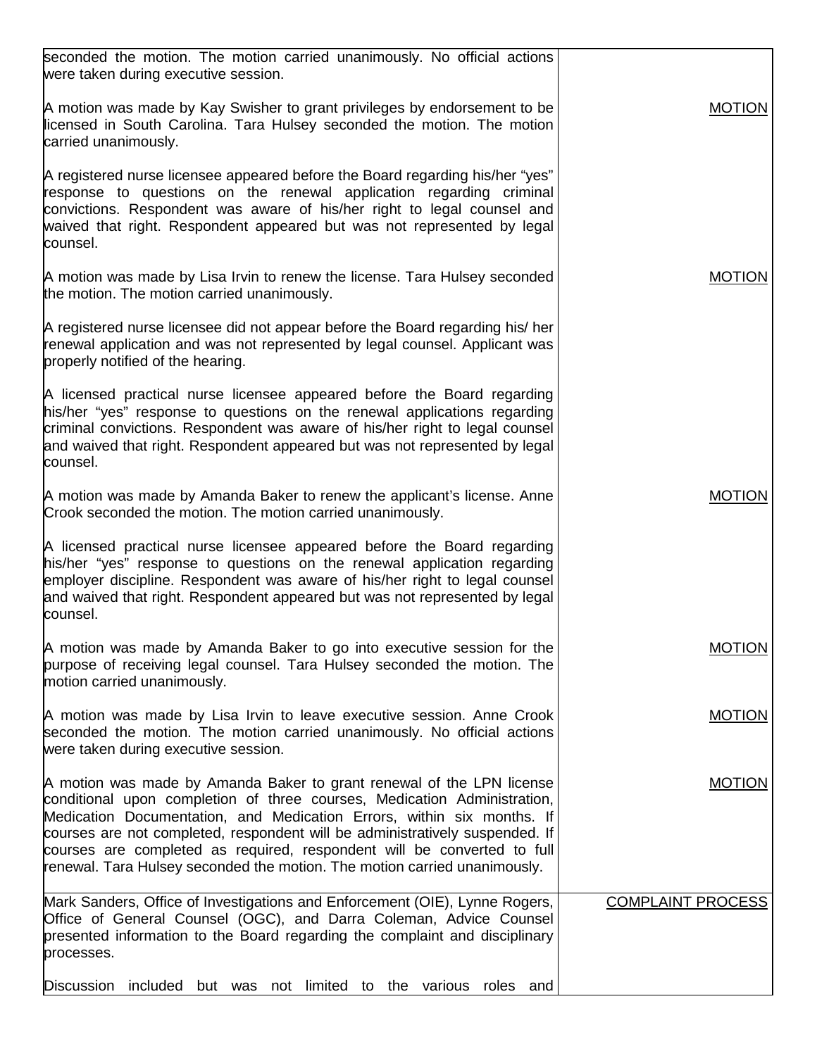| | |
|---|---|
| seconded the motion. The motion carried unanimously. No official actions were taken during executive session. | |
| A motion was made by Kay Swisher to grant privileges by endorsement to be licensed in South Carolina. Tara Hulsey seconded the motion. The motion carried unanimously. | MOTION |
| A registered nurse licensee appeared before the Board regarding his/her "yes" response to questions on the renewal application regarding criminal convictions. Respondent was aware of his/her right to legal counsel and waived that right. Respondent appeared but was not represented by legal counsel. | |
| A motion was made by Lisa Irvin to renew the license. Tara Hulsey seconded the motion. The motion carried unanimously. | MOTION |
| A registered nurse licensee did not appear before the Board regarding his/ her renewal application and was not represented by legal counsel. Applicant was properly notified of the hearing. | |
| A licensed practical nurse licensee appeared before the Board regarding his/her "yes" response to questions on the renewal applications regarding criminal convictions. Respondent was aware of his/her right to legal counsel and waived that right. Respondent appeared but was not represented by legal counsel. | |
| A motion was made by Amanda Baker to renew the applicant's license. Anne Crook seconded the motion. The motion carried unanimously. | MOTION |
| A licensed practical nurse licensee appeared before the Board regarding his/her "yes" response to questions on the renewal application regarding employer discipline. Respondent was aware of his/her right to legal counsel and waived that right. Respondent appeared but was not represented by legal counsel. | |
| A motion was made by Amanda Baker to go into executive session for the purpose of receiving legal counsel. Tara Hulsey seconded the motion. The motion carried unanimously. | MOTION |
| A motion was made by Lisa Irvin to leave executive session. Anne Crook seconded the motion. The motion carried unanimously. No official actions were taken during executive session. | MOTION |
| A motion was made by Amanda Baker to grant renewal of the LPN license conditional upon completion of three courses, Medication Administration, Medication Documentation, and Medication Errors, within six months. If courses are not completed, respondent will be administratively suspended. If courses are completed as required, respondent will be converted to full renewal. Tara Hulsey seconded the motion. The motion carried unanimously. | MOTION |
| Mark Sanders, Office of Investigations and Enforcement (OIE), Lynne Rogers, Office of General Counsel (OGC), and Darra Coleman, Advice Counsel presented information to the Board regarding the complaint and disciplinary processes.<br><br>Discussion included but was not limited to the various roles and | COMPLAINT PROCESS |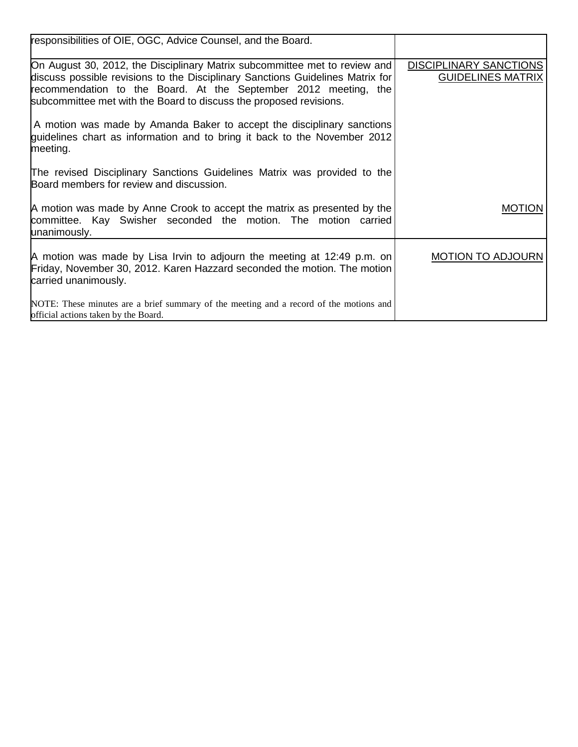| | |
|---|---|
| responsibilities of OIE, OGC, Advice Counsel, and the Board. | |
| On August 30, 2012, the Disciplinary Matrix subcommittee met to review and discuss possible revisions to the Disciplinary Sanctions Guidelines Matrix for recommendation to the Board. At the September 2012 meeting, the subcommittee met with the Board to discuss the proposed revisions.<br><br>A motion was made by Amanda Baker to accept the disciplinary sanctions guidelines chart as information and to bring it back to the November 2012 meeting.<br><br>The revised Disciplinary Sanctions Guidelines Matrix was provided to the Board members for review and discussion.<br><br>A motion was made by Anne Crook to accept the matrix as presented by the committee. Kay Swisher seconded the motion. The motion carried unanimously. | DISCIPLINARY SANCTIONS GUIDELINES MATRIX<br><br><br><br><br><br><br><br>MOTION |
| A motion was made by Lisa Irvin to adjourn the meeting at 12:49 p.m. on Friday, November 30, 2012. Karen Hazzard seconded the motion. The motion carried unanimously.<br><br>NOTE: These minutes are a brief summary of the meeting and a record of the motions and official actions taken by the Board. | MOTION TO ADJOURN |